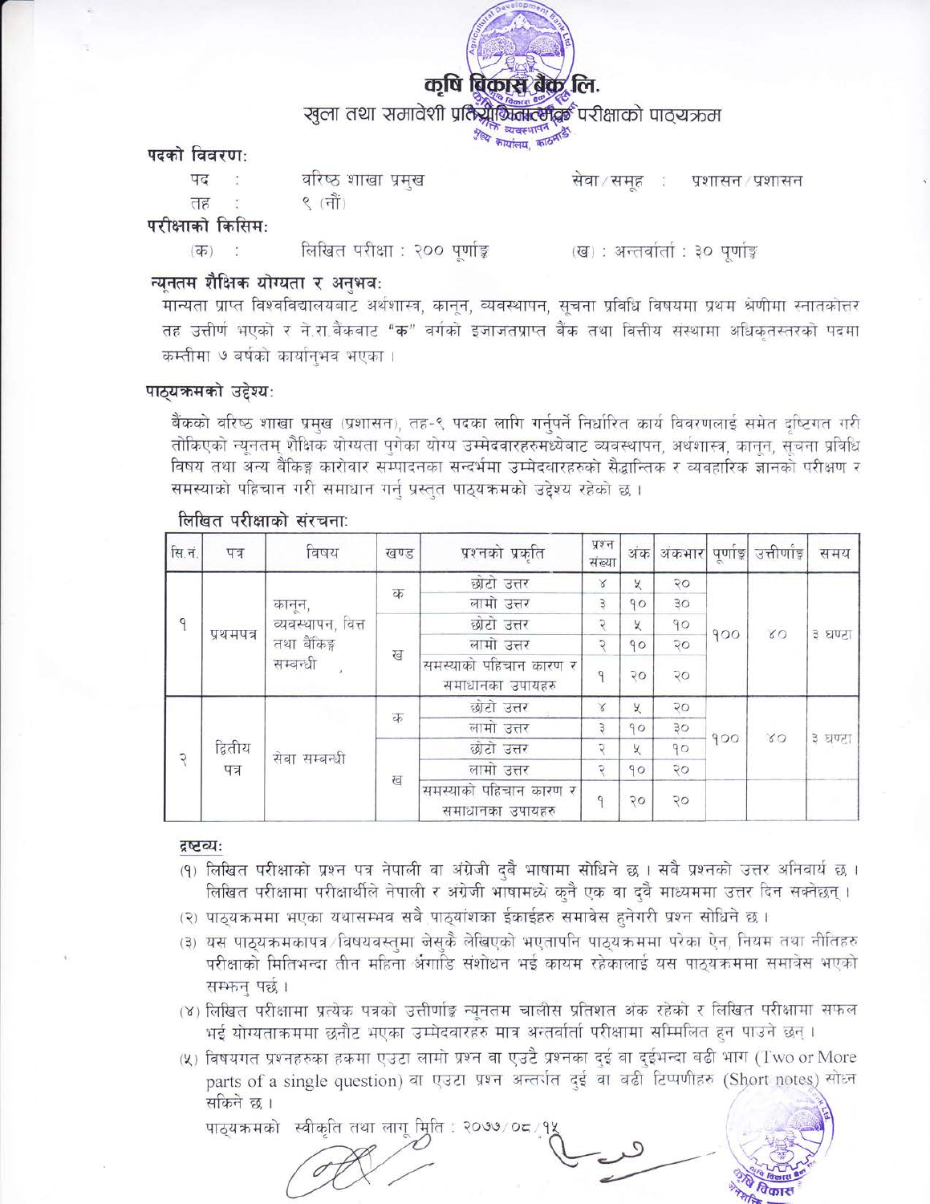# कृषि विकास बैंक लि.

## खुला तथा समावेशी प्रतियोगितात्मक परीक्षाको पाठ्यक्रम

**पदको विवरण:**

पद : वरिष्ठ शाखा प्रमुख सेवा/समूह : प्रशासन/प्रशासन

तह : ९ (नौं)

**परीक्षाको किसिम:**

(क) : लिखित परीक्षा : २०० पूर्णाङ्क (ख) : अन्तर्वार्ता : ३० पूर्णाङ्क

**न्यूनतम शैक्षिक योग्यता र अनुभव:**

मान्यता प्राप्त विश्वविद्यालयबाट अर्थशास्त्र, कानून, व्यवस्थापन, सूचना प्रविधि विषयमा प्रथम श्रेणीमा स्नातकोत्तर तह उत्तीर्ण भएको र ने.रा.बैंकबाट **"क"** वर्गको इजाजतप्राप्त बैंक तथा वित्तीय संस्थामा अधिकृतस्तरको पदमा कम्तीमा ७ बर्षको कार्यानुभव भएका ।

**पाठ्यक्रमको उद्देश्य:**

बैंकको वरिष्ठ शाखा प्रमुख (प्रशासन), तह-९ पदका लागि गर्नुपर्ने निर्धारित कार्य विवरणलाई समेत दृष्टिगत गरी तोकिएको न्यूनतम् शैक्षिक योग्यता पुगेका योग्य उम्मेदवारहरुमध्येबाट व्यवस्थापन, अर्थशास्त्र, कानून, सूचना प्रविधि विषय तथा अन्य बैंकिङ्ग कारोवार सम्पादनका सन्दर्भमा उम्मेदवारहरुको सैद्धान्तिक र व्यवहारिक ज्ञानको परीक्षण र समस्याको पहिचान गरी समाधान गर्नु प्रस्तुत पाठ्यक्रमको उद्देश्य रहेको छ ।

**लिखित परीक्षाको संरचना:**

| सि.नं. | पत्र | विषय | खण्ड | प्रश्नको प्रकृति | प्रश्न संख्या | अंक | अंकभार | पूर्णाङ्क | उत्तीर्णाङ्क | समय |
|---|---|---|---|---|---|---|---|---|---|---|
| १ | प्रथमपत्र | कानून, व्यवस्थापन, वित्त तथा बैंकिङ्ग सम्बन्धी | क | छोटो उत्तर | ४ | ५ | २० | १०० | ४० | ३ घण्टा |
| | | | | लामो उत्तर | ३ | १० | ३० | | | |
| | | | ख | छोटो उत्तर | २ | ५ | १० | | | |
| | | | | लामो उत्तर | २ | १० | २० | | | |
| | | | | समस्याको पहिचान कारण र समाधानका उपायहरु | १ | २० | २० | | | |
| २ | द्वितीय पत्र | सेवा सम्बन्धी | क | छोटो उत्तर | ४ | ५ | २० | १०० | ४० | ३ घण्टा |
| | | | | लामो उत्तर | ३ | १० | ३० | | | |
| | | | ख | छोटो उत्तर | २ | ५ | १० | | | |
| | | | | लामो उत्तर | २ | १० | २० | | | |
| | | | | समस्याको पहिचान कारण र समाधानका उपायहरु | १ | २० | २० | | | |

**द्रष्टव्य:**

(१) लिखित परीक्षाको प्रश्न पत्र नेपाली वा अंग्रेजी दुबै भाषामा सोधिने छ । सबै प्रश्नको उत्तर अनिवार्य छ । लिखित परीक्षामा परीक्षार्थीले नेपाली र अंग्रेजी भाषामध्ये कुनै एक वा दुवै माध्यममा उत्तर दिन सक्नेछन् ।

(२) पाठ्यक्रममा भएका यथासम्भव सबै पाठ्यांशका ईकाईहरु समावेस हुनेगरी प्रश्न सोधिने छ ।

(३) यस पाठ्यक्रमकापत्र/विषयवस्तुमा जेसुकै लेखिएको भएतापनि पाठ्यक्रममा परेका ऐन, नियम तथा नीतिहरु परीक्षाको मितिभन्दा तीन महिना अगाडि संशोधन भई कायम रहेकालाई यस पाठ्यक्रममा समावेस भएको सम्झनु पर्छ ।

(४) लिखित परीक्षामा प्रत्येक पत्रको उत्तीर्णाङ्क न्यूनतम चालीस प्रतिशत अंक रहेको र लिखित परीक्षामा सफल भई योग्यताक्रममा छनौट भएका उम्मेदवारहरु मात्र अन्तर्वार्ता परीक्षामा सम्मिलित हुन पाउने छन् ।

(५) विषयगत प्रश्नहरुका हकमा एउटा लामो प्रश्न वा एउटै प्रश्नका दुई वा दुईभन्दा बढी भाग (Two or More parts of a single question) वा एउटा प्रश्न अन्तर्गत दुई वा बढी टिप्पणीहरु (Short notes) सोध्न सकिने छ ।

पाठ्यक्रमको स्वीकृति तथा लागू मिति : २०७७/०८/१५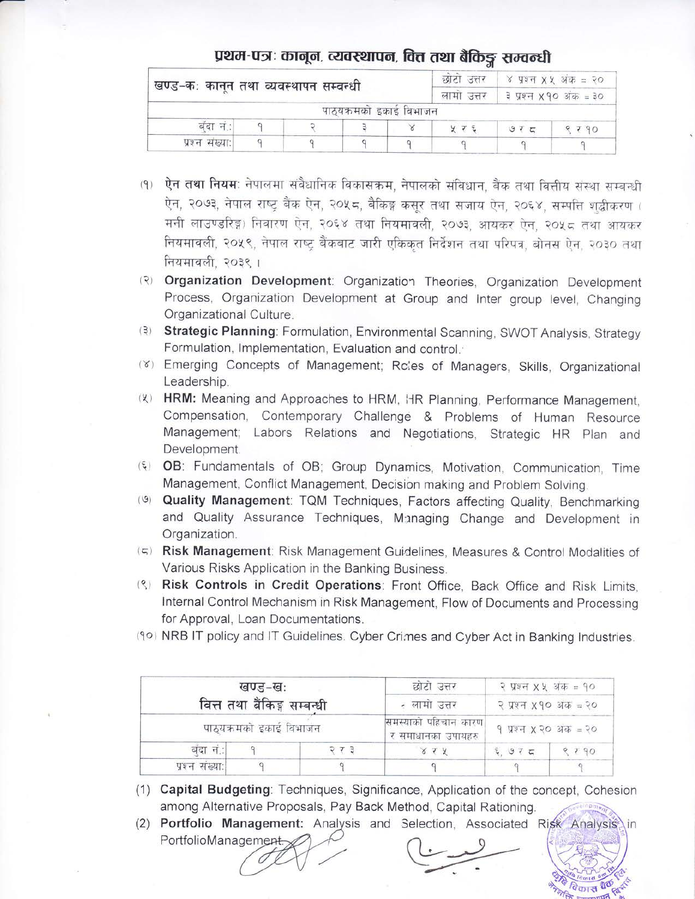## प्रथम-पत्र: कानून, व्यवस्थापन, वित्त तथा बैकिङ्ग सम्बन्धी

| खण्ड-क: कानून तथा व्यवस्थापन सम्बन्धी | | | | | छोटो उत्तर | ४ प्रश्न X ५ अंक = २० |
|---|---|---|---|---|---|---|
| | | | | | लामो उत्तर | ३ प्रश्न X १० अंक = ३० |
| पाठ्यक्रमको इकाई विभाजन | | | | | | |
| बुँदा नं.: | १ | २ | ३ | ४ | ५ र ६ | ७ र ८ | ९ र १० |
| प्रश्न संख्या: | १ | १ | १ | १ | १ | १ | १ |

(१) **ऐन तथा नियम**: नेपालमा संवैधानिक विकासक्रम, नेपालको संविधान, बैंक तथा वित्तीय संस्था सम्बन्धी ऐन, २०७३, नेपाल राष्ट्र बैंक ऐन, २०५८, बैकिङ्ग कसूर तथा सजाय ऐन, २०६४, सम्पत्ति शुद्धीकरण ( मनी लाउण्डरिङ्ग) निवारण ऐन, २०६४ तथा नियमावली, २०७३, आयकर ऐन, २०५८ तथा आयकर नियमावली, २०५९, नेपाल राष्ट्र बैंकबाट जारी एकिकृत निर्देशन तथा परिपत्र, बोनस ऐन, २०३० तथा नियमावली, २०३९ ।

(२) **Organization Development**: Organization Theories, Organization Development Process, Organization Development at Group and Inter group level, Changing Organizational Culture.

(३) **Strategic Planning**: Formulation, Environmental Scanning, SWOT Analysis, Strategy Formulation, Implementation, Evaluation and control.

(४) Emerging Concepts of Management; Roles of Managers, Skills, Organizational Leadership.

(५) **HRM:** Meaning and Approaches to HRM, HR Planning, Performance Management, Compensation, Contemporary Challenge & Problems of Human Resource Management; Labors Relations and Negotiations, Strategic HR Plan and Development.

(६) **OB**: Fundamentals of OB; Group Dynamics, Motivation, Communication, Time Management, Conflict Management, Decision making and Problem Solving.

(७) **Quality Management**: TQM Techniques, Factors affecting Quality, Benchmarking and Quality Assurance Techniques, Managing Change and Development in Organization.

(८) **Risk Management**: Risk Management Guidelines, Measures & Control Modalities of Various Risks Application in the Banking Business.

(९) **Risk Controls in Credit Operations**: Front Office, Back Office and Risk Limits, Internal Control Mechanism in Risk Management, Flow of Documents and Processing for Approval, Loan Documentations.

(१०) NRB IT policy and IT Guidelines. Cyber Crimes and Cyber Act in Banking Industries.

| खण्ड-ख: वित्त तथा बैकिङ्ग सम्बन्धी | | | छोटो उत्तर | २ प्रश्न X ५ अंक = १० | |
|---|---|---|---|---|---|
| | | | लामो उत्तर | २ प्रश्न X १० अंक = २० | |
| पाठ्यक्रमको इकाई विभाजन | | | समस्याको पहिचान कारण र समाधानका उपायहरु | १ प्रश्न X २० अंक = २० | |
| बुँदा नं.: | १ | २ र ३ | ४ र ५ | ६, ७ र ८ | ९ र १० |
| प्रश्न संख्या: | १ | १ | १ | १ | १ |

(1) **Capital Budgeting**: Techniques, Significance, Application of the concept, Cohesion among Alternative Proposals, Pay Back Method, Capital Rationing.

(2) **Portfolio Management:** Analysis and Selection, Associated Risk Analysis in PortfolioManagement.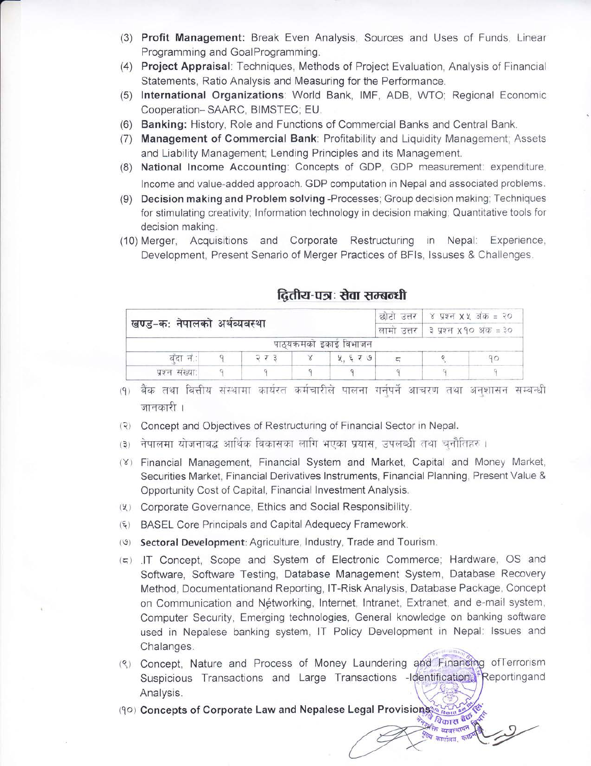(3) **Profit Management:** Break Even Analysis, Sources and Uses of Funds, Linear Programming and GoalProgramming.

(4) **Project Appraisal**: Techniques, Methods of Project Evaluation, Analysis of Financial Statements, Ratio Analysis and Measuring for the Performance.

(5) **International Organizations**: World Bank, IMF, ADB, WTO; Regional Economic Cooperation– SAARC, BIMSTEC; EU.

(6) **Banking:** History, Role and Functions of Commercial Banks and Central Bank.

(7) **Management of Commercial Bank**: Profitability and Liquidity Management; Assets and Liability Management; Lending Principles and its Management.

(8) **National Income Accounting**: Concepts of GDP, GDP measurement: expenditure, Income and value-added approach. GDP computation in Nepal and associated problems.

(9) **Decision making and Problem solving** -Processes; Group decision making; Techniques for stimulating creativity; Information technology in decision making; Quantitative tools for decision making.

(10) Merger, Acquisitions and Corporate Restructuring in Nepal: Experience, Development, Present Senario of Merger Practices of BFIs, Issuses & Challenges.

## द्वितीय-पत्र: सेवा सम्बन्धी

| खण्ड–क: नेपालको अर्थव्यवस्था | | | | | छोटो उत्तर | ४ प्रश्न X ५ अंक = २० | |
|---|---|---|---|---|---|---|---|
| | | | | | लामो उत्तर | ३ प्रश्न X १० अंक = ३० | |
| पाठ्यक्रमको इकाई विभाजन | | | | | | | |
| बुँदा नं.: | १ | २ र ३ | ४ | ५, ६ र ७ | ८ | ९ | १० |
| प्रश्न संख्या: | १ | १ | १ | १ | १ | १ | १ |

(१) बैंक तथा वित्तीय संस्थामा कार्यरत कर्मचारीले पालना गर्नुपर्ने आचरण तथा अनुशासन सम्बन्धी जानकारी ।

(२) Concept and Objectives of Restructuring of Financial Sector in Nepal.

(३) नेपालमा योजनाबद्ध आर्थिक विकासका लागि भएका प्रयास, उपलब्धी तथा चुनौतिहरु ।

(४) Financial Management, Financial System and Market, Capital and Money Market, Securities Market, Financial Derivatives Instruments, Financial Planning, Present Value & Opportunity Cost of Capital, Financial Investment Analysis.

(५) Corporate Governance, Ethics and Social Responsibility.

(६) BASEL Core Principals and Capital Adequecy Framework.

(७) **Sectoral Development**: Agriculture, Industry, Trade and Tourism.

(८) .IT Concept, Scope and System of Electronic Commerce; Hardware, OS and Software, Software Testing, Database Management System, Database Recovery Method, Documentationand Reporting, IT-Risk Analysis, Database Package, Concept on Communication and Networking, Internet, Intranet, Extranet, and e-mail system, Computer Security, Emerging technologies, General knowledge on banking software used in Nepalese banking system, IT Policy Development in Nepal: Issues and Chalanges.

(९) Concept, Nature and Process of Money Laundering and Financing ofTerrorism Suspicious Transactions and Large Transactions -Identification, Reportingand Analysis.

(१०) **Concepts of Corporate Law and Nepalese Legal Provisions.**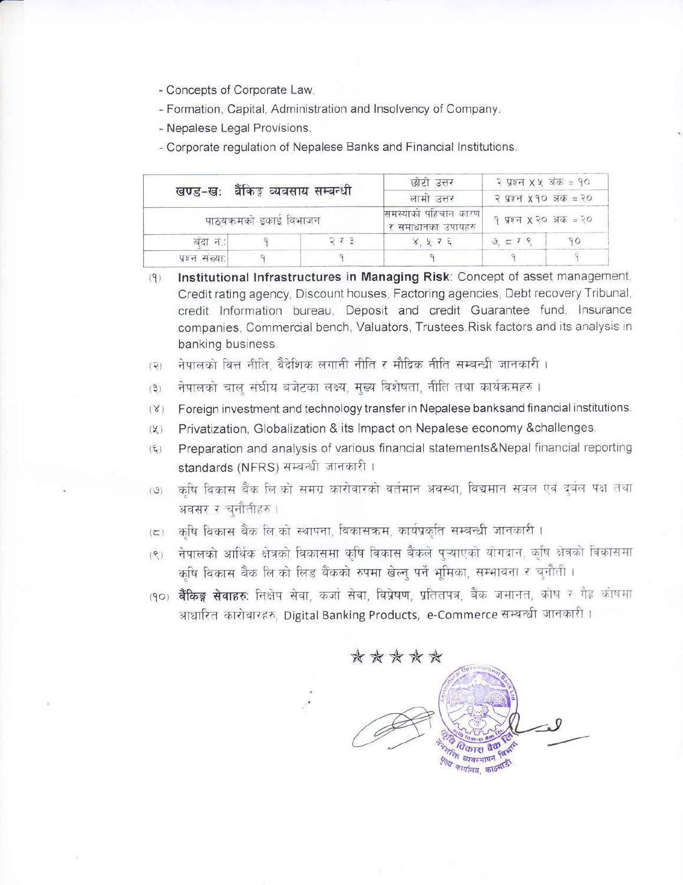- Concepts of Corporate Law.
- Formation, Capital, Administration and Insolvency of Company.
- Nepalese Legal Provisions.
- Corporate regulation of Nepalese Banks and Financial Institutions.

| खण्ड–ख: बैंकिङ्ग व्यवसाय सम्बन्धी | | | छोटो उत्तर | २ प्रश्न x ५ अंक = १० | |
|---|---|---|---|---|---|
| | | | लामो उत्तर | २ प्रश्न x १० अंक = २० | |
| पाठ्यक्रमको इकाई विभाजन | | | समस्याको पहिचान कारण र समाधानका उपायहरु | १ प्रश्न x २० अंक = २० | |
| बुँदा नं.: | १ | २ र ३ | ४, ५ र ६ | ७, ८ र ९ | १० |
| प्रश्न संख्या: | १ | १ | १ | १ | १ |

(१) **Institutional Infrastructures in Managing Risk**: Concept of asset management, Credit rating agency, Discount houses, Factoring agencies, Debt recovery Tribunal, credit Information bureau, Deposit and credit Guarantee fund, Insurance companies, Commercial bench, Valuators, Trustees.Risk factors and its analysis in banking business.

(२) नेपालको वित्त नीति, वैदेशिक लगानी नीति र मौद्रिक नीति सम्बन्धी जानकारी ।

(३) नेपालको चालु संघीय बजेटका लक्ष्य, मुख्य विशेषता, नीति तथा कार्यक्रमहरु ।

(४) Foreign investment and technology transfer in Nepalese banksand financial institutions.

(५) Privatization, Globalization & its Impact on Nepalese economy &challenges.

(६) Preparation and analysis of various financial statements&Nepal financial reporting standards (NFRS) सम्बन्धी जानकारी ।

(७) कृषि विकास बैंक लि.को समग्र कारोबारको वर्तमान अवस्था, विद्यमान सबल एवं दुर्बल पक्ष तथा अवसर र चुनौतीहरु ।

(८) कृषि विकास बैंक लि.को स्थापना, विकासक्रम, कार्यप्रकृति सम्बन्धी जानकारी ।

(९) नेपालको आर्थिक क्षेत्रको विकासमा कृषि विकास बैंकले पुऱ्याएको योगदान, कृषि क्षेत्रको विकासमा कृषि विकास बैंक लि.को लिड बैंकको रुपमा खेल्नु पर्ने भूमिका, सम्भावना र चुनौती ।

(१०) **बैंकिङ्ग सेवाहरु**: निक्षेप सेवा, कर्जा सेवा, विप्रेषण, प्रतितपत्र, बैंक जमानत, कोष र गैह्र कोषमा आधारित कारोबारहरु, Digital Banking Products, e-Commerce सम्बन्धी जानकारी ।

☆☆☆☆☆